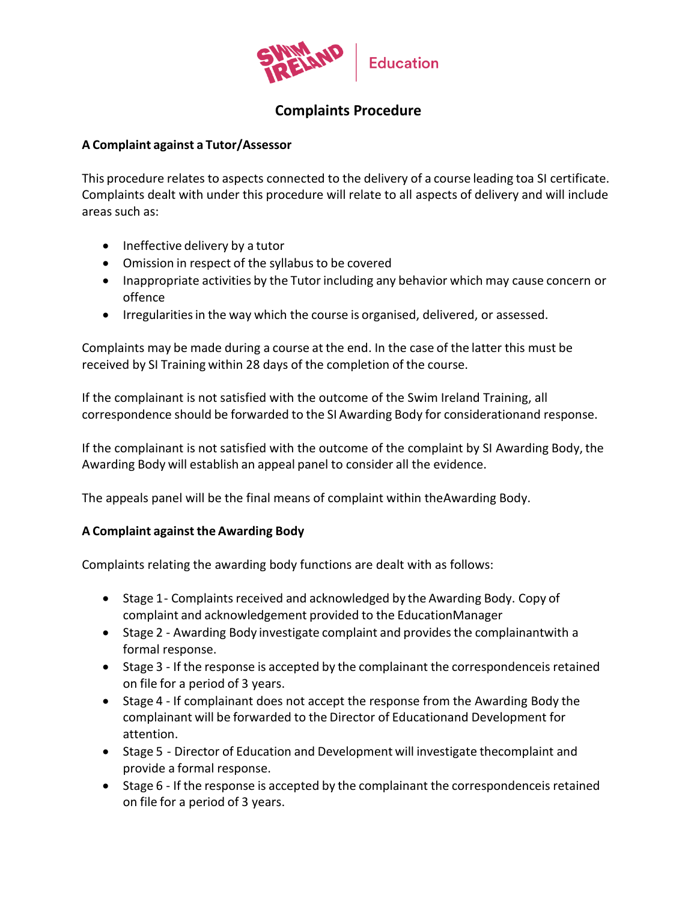Swim Ireland | Education

# Complaints Procedure

**A Complaint against a Tutor/Assessor**

This procedure relates to aspects connected to the delivery of a course leading toa SI certificate. Complaints dealt with under this procedure will relate to all aspects of delivery and will include areas such as:

- Ineffective delivery by a tutor
- Omission in respect of the syllabus to be covered
- Inappropriate activities by the Tutor including any behavior which may cause concern or offence
- Irregularities in the way which the course is organised, delivered, or assessed.

Complaints may be made during a course at the end. In the case of the latter this must be received by SI Training within 28 days of the completion of the course.

If the complainant is not satisfied with the outcome of the Swim Ireland Training, all correspondence should be forwarded to the SI Awarding Body for considerationand response.

If the complainant is not satisfied with the outcome of the complaint by SI Awarding Body, the Awarding Body will establish an appeal panel to consider all the evidence.

The appeals panel will be the final means of complaint within theAwarding Body.

**A Complaint against the Awarding Body**

Complaints relating the awarding body functions are dealt with as follows:

- Stage 1 - Complaints received and acknowledged by the Awarding Body. Copy of complaint and acknowledgement provided to the EducationManager
- Stage 2 - Awarding Body investigate complaint and provides the complainantwith a formal response.
- Stage 3 - If the response is accepted by the complainant the correspondenceis retained on file for a period of 3 years.
- Stage 4 - If complainant does not accept the response from the Awarding Body the complainant will be forwarded to the Director of Educationand Development for attention.
- Stage 5 - Director of Education and Development will investigate thecomplaint and provide a formal response.
- Stage 6 - If the response is accepted by the complainant the correspondenceis retained on file for a period of 3 years.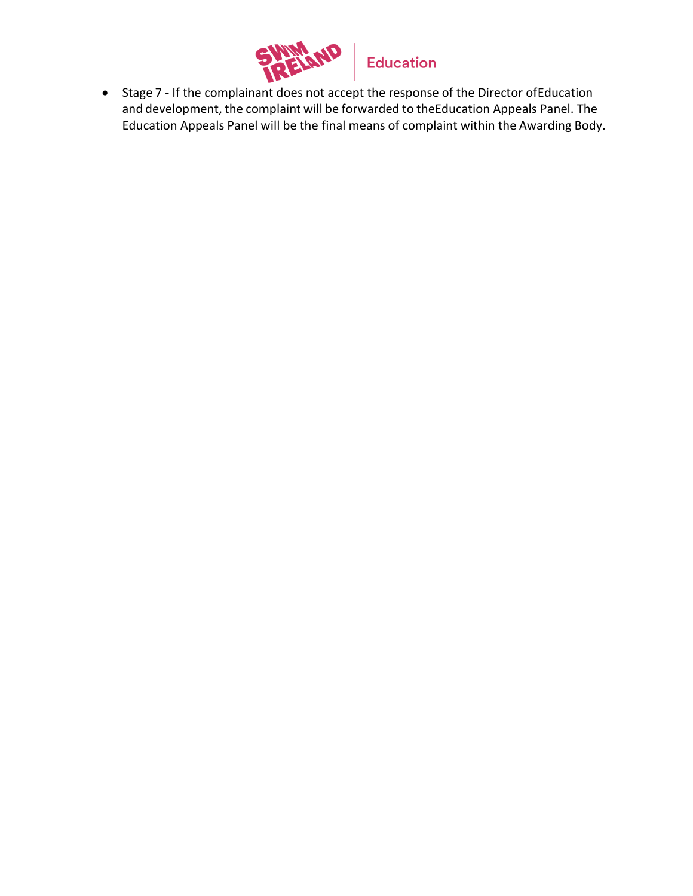- Stage 7 - If the complainant does not accept the response of the Director ofEducation and development, the complaint will be forwarded to theEducation Appeals Panel. The Education Appeals Panel will be the final means of complaint within the Awarding Body.